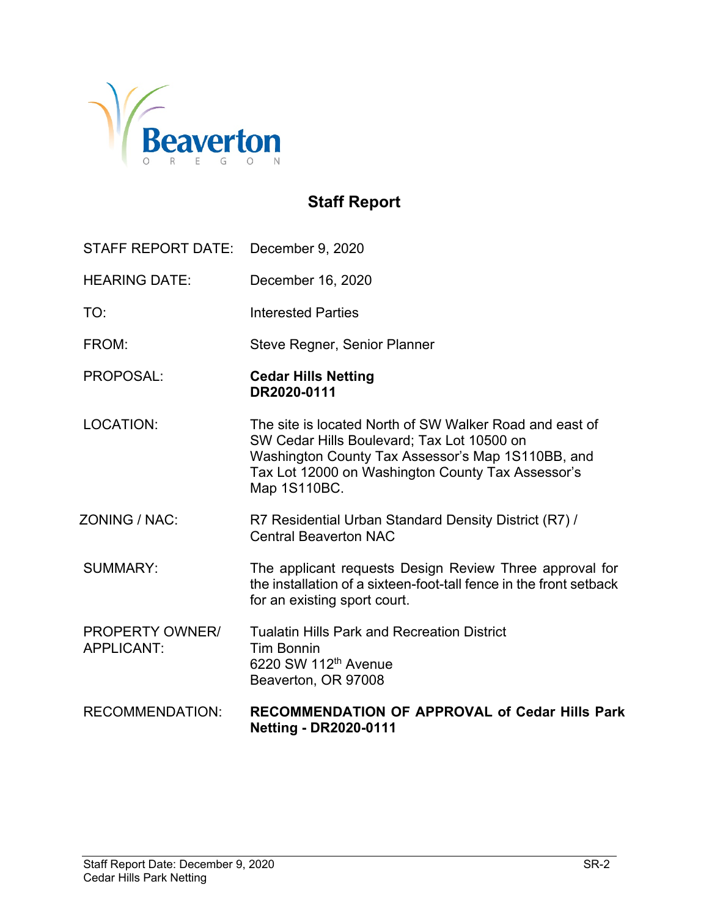Beaverton

O R E G O N

## Staff Report

| | |
|---|---|
| STAFF REPORT DATE: | December 9, 2020 |
| HEARING DATE: | December 16, 2020 |
| TO: | Interested Parties |
| FROM: | Steve Regner, Senior Planner |
| PROPOSAL: | **Cedar Hills Netting**<br>**DR2020-0111** |
| LOCATION: | The site is located North of SW Walker Road and east of SW Cedar Hills Boulevard; Tax Lot 10500 on Washington County Tax Assessor's Map 1S110BB, and Tax Lot 12000 on Washington County Tax Assessor's Map 1S110BC. |
| ZONING / NAC: | R7 Residential Urban Standard Density District (R7) / Central Beaverton NAC |
| SUMMARY: | The applicant requests Design Review Three approval for the installation of a sixteen-foot-tall fence in the front setback for an existing sport court. |
| PROPERTY OWNER/ APPLICANT: | Tualatin Hills Park and Recreation District<br>Tim Bonnin<br>6220 SW 112th Avenue<br>Beaverton, OR 97008 |
| RECOMMENDATION: | **RECOMMENDATION OF APPROVAL of Cedar Hills Park Netting - DR2020-0111** |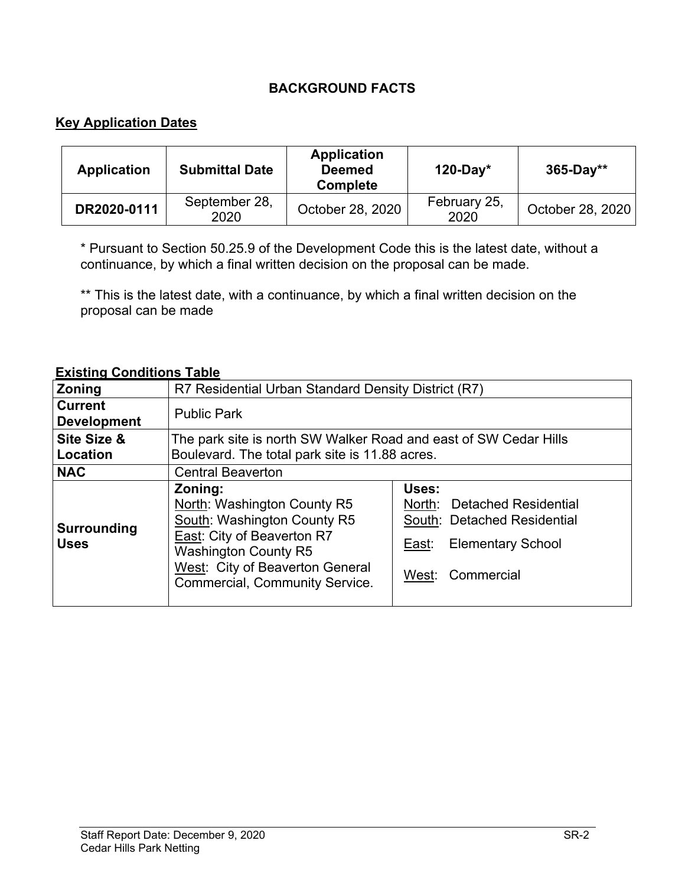## BACKGROUND FACTS

### Key Application Dates

| Application | Submittal Date | Application Deemed Complete | 120-Day* | 365-Day** |
|---|---|---|---|---|
| DR2020-0111 | September 28, 2020 | October 28, 2020 | February 25, 2020 | October 28, 2020 |

* Pursuant to Section 50.25.9 of the Development Code this is the latest date, without a continuance, by which a final written decision on the proposal can be made.

** This is the latest date, with a continuance, by which a final written decision on the proposal can be made

### Existing Conditions Table

| | | |
|---|---|---|
| **Zoning** | R7 Residential Urban Standard Density District (R7) | |
| **Current Development** | Public Park | |
| **Site Size & Location** | The park site is north SW Walker Road and east of SW Cedar Hills Boulevard. The total park site is 11.88 acres. | |
| **NAC** | Central Beaverton | |
| **Surrounding Uses** | **Zoning:**<br>North: Washington County R5<br>South: Washington County R5<br>East: City of Beaverton R7 Washington County R5<br>West: City of Beaverton General Commercial, Community Service. | **Uses:**<br>North: Detached Residential<br>South: Detached Residential<br>East: Elementary School<br>West: Commercial |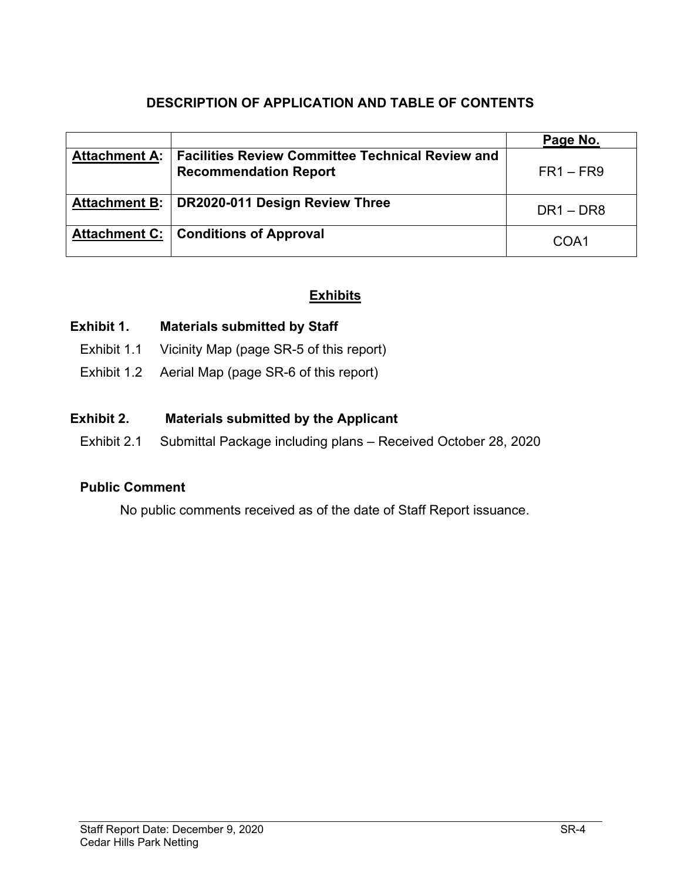## DESCRIPTION OF APPLICATION AND TABLE OF CONTENTS

| | | Page No. |
|---|---|---|
| **Attachment A:** | **Facilities Review Committee Technical Review and Recommendation Report** | FR1 – FR9 |
| **Attachment B:** | **DR2020-011 Design Review Three** | DR1 – DR8 |
| **Attachment C:** | **Conditions of Approval** | COA1 |

### Exhibits

**Exhibit 1. Materials submitted by Staff**

Exhibit 1.1 Vicinity Map (page SR-5 of this report)

Exhibit 1.2 Aerial Map (page SR-6 of this report)

**Exhibit 2. Materials submitted by the Applicant**

Exhibit 2.1 Submittal Package including plans – Received October 28, 2020

**Public Comment**

No public comments received as of the date of Staff Report issuance.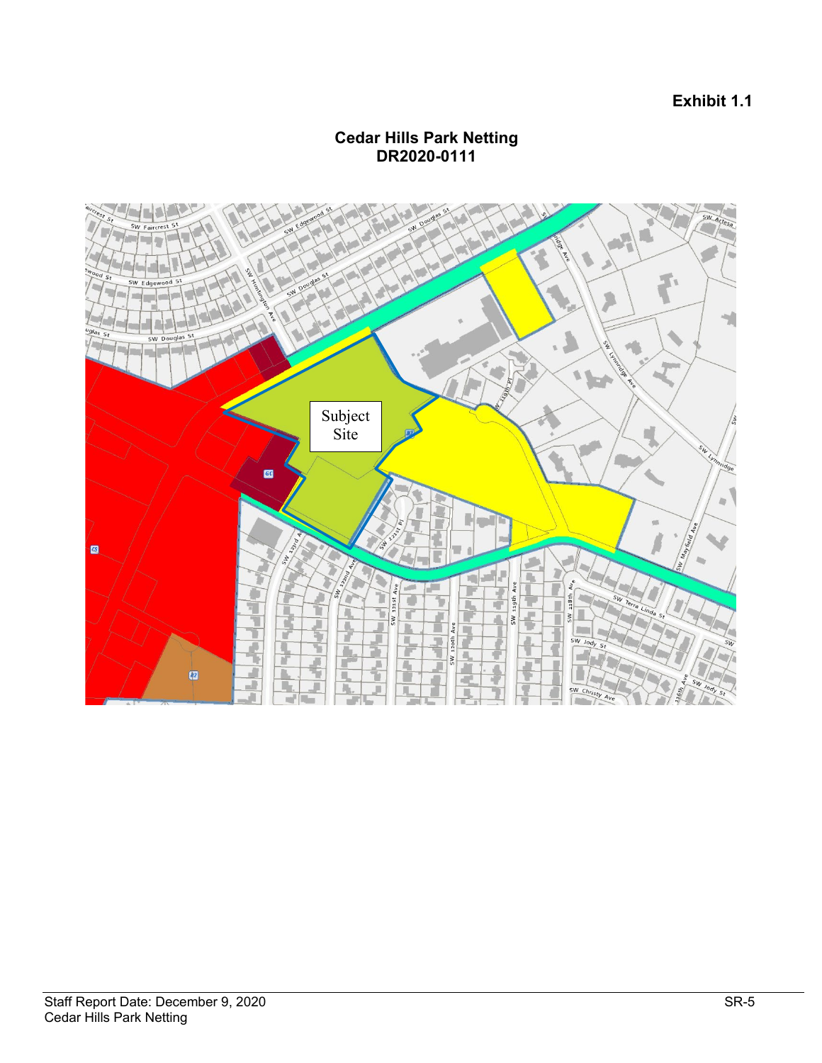**Exhibit 1.1**

**Cedar Hills Park Netting**
**DR2020-0111**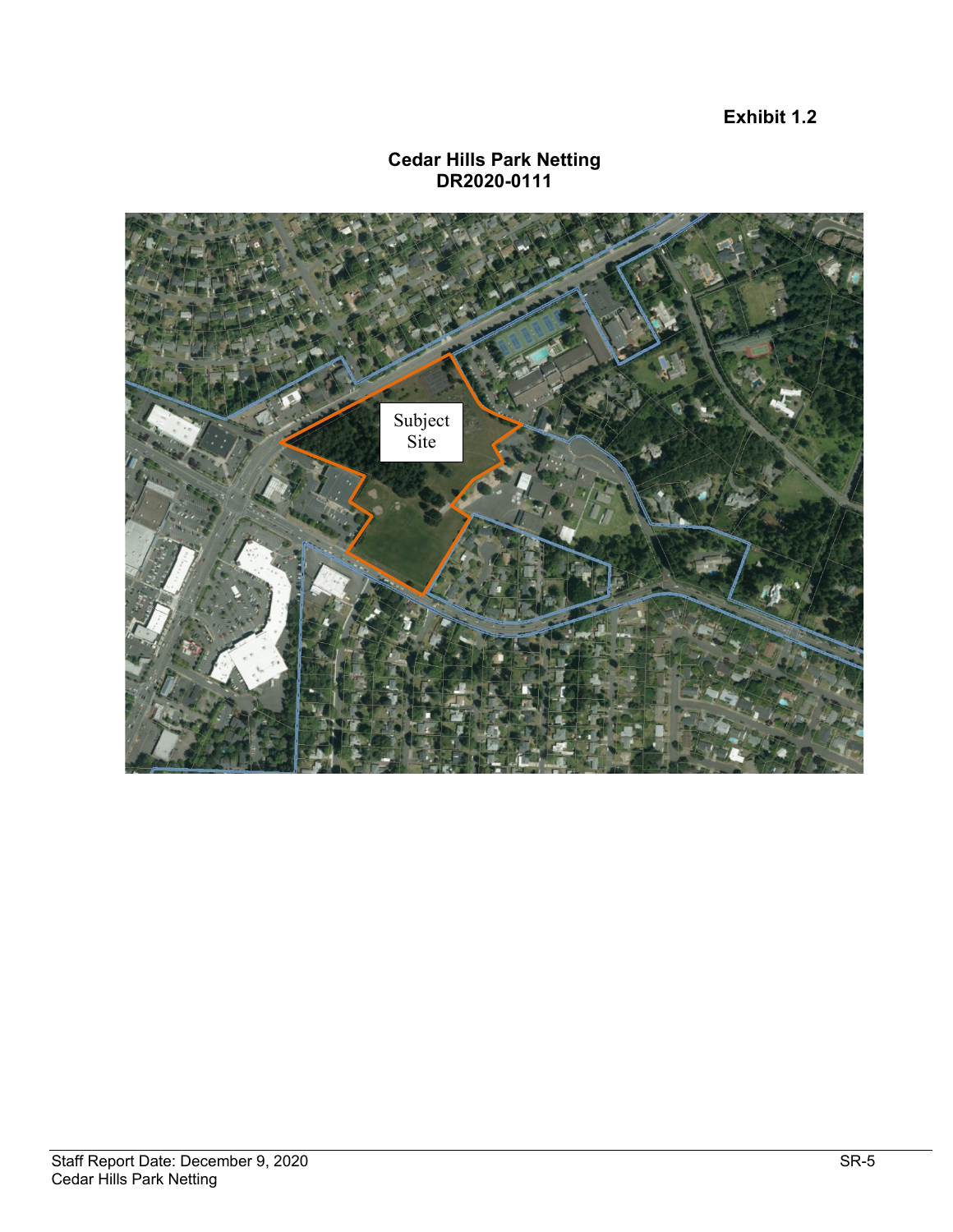**Exhibit 1.2**

**Cedar Hills Park Netting**
**DR2020-0111**

Subject Site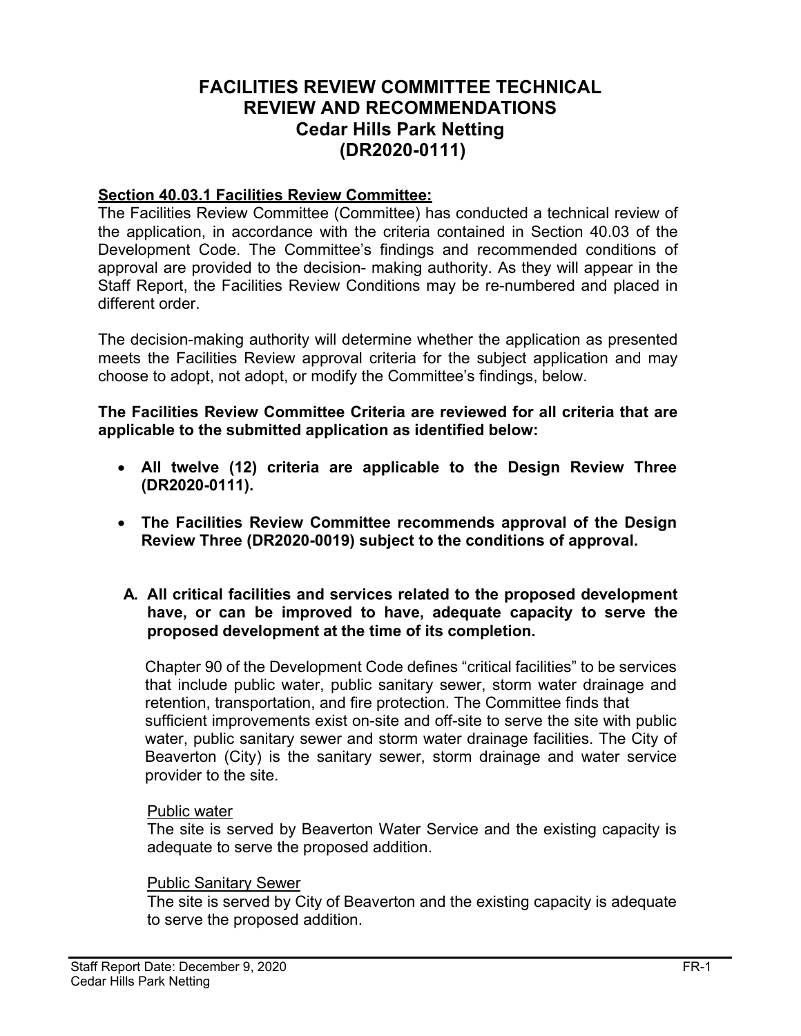# FACILITIES REVIEW COMMITTEE TECHNICAL REVIEW AND RECOMMENDATIONS
## Cedar Hills Park Netting
## (DR2020-0111)

**Section 40.03.1 Facilities Review Committee:**

The Facilities Review Committee (Committee) has conducted a technical review of the application, in accordance with the criteria contained in Section 40.03 of the Development Code. The Committee's findings and recommended conditions of approval are provided to the decision- making authority. As they will appear in the Staff Report, the Facilities Review Conditions may be re-numbered and placed in different order.

The decision-making authority will determine whether the application as presented meets the Facilities Review approval criteria for the subject application and may choose to adopt, not adopt, or modify the Committee's findings, below.

**The Facilities Review Committee Criteria are reviewed for all criteria that are applicable to the submitted application as identified below:**

- **All twelve (12) criteria are applicable to the Design Review Three (DR2020-0111).**
- **The Facilities Review Committee recommends approval of the Design Review Three (DR2020-0019) subject to the conditions of approval.**

**A. All critical facilities and services related to the proposed development have, or can be improved to have, adequate capacity to serve the proposed development at the time of its completion.**

Chapter 90 of the Development Code defines "critical facilities" to be services that include public water, public sanitary sewer, storm water drainage and retention, transportation, and fire protection. The Committee finds that sufficient improvements exist on-site and off-site to serve the site with public water, public sanitary sewer and storm water drainage facilities. The City of Beaverton (City) is the sanitary sewer, storm drainage and water service provider to the site.

Public water

The site is served by Beaverton Water Service and the existing capacity is adequate to serve the proposed addition.

Public Sanitary Sewer

The site is served by City of Beaverton and the existing capacity is adequate to serve the proposed addition.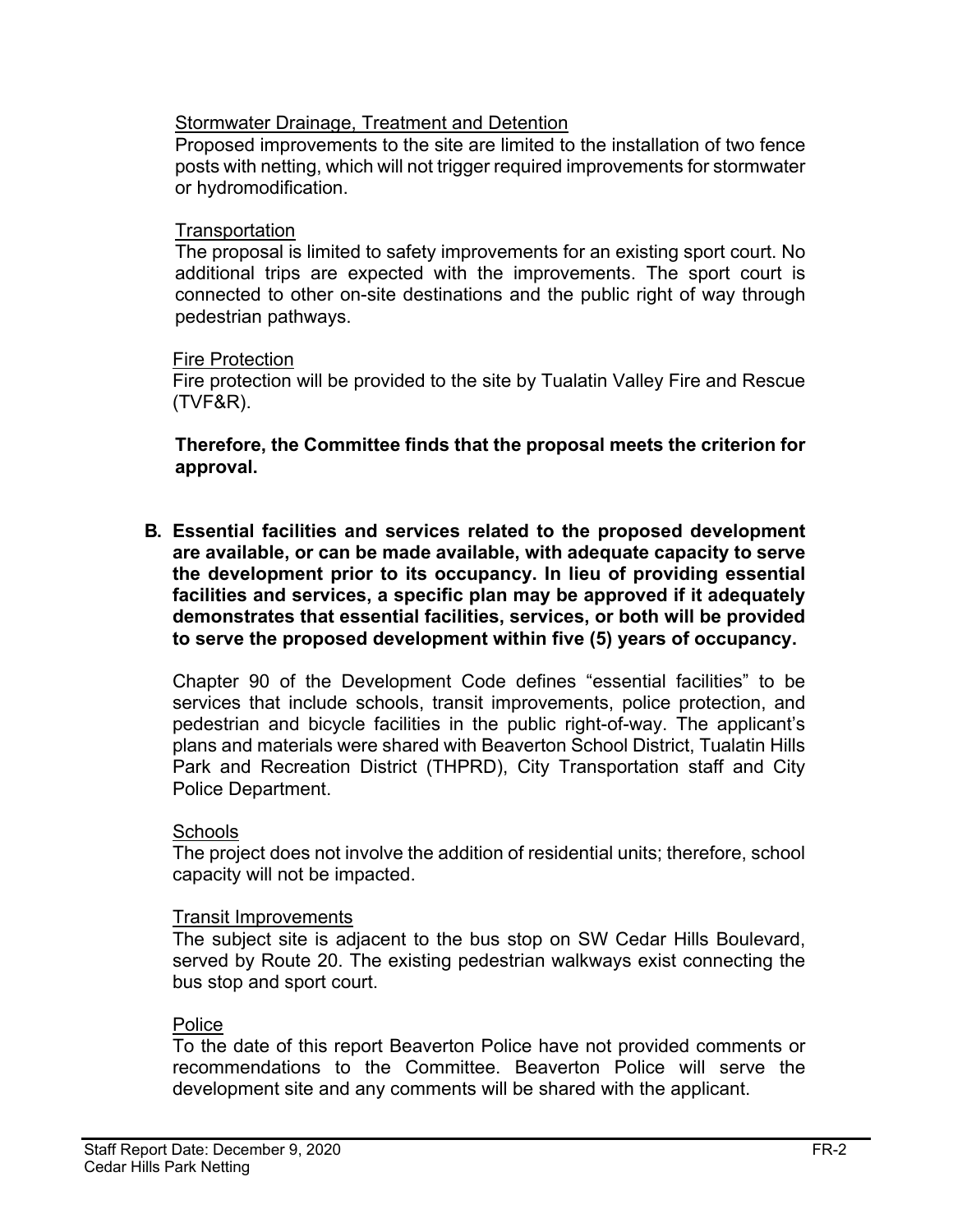Stormwater Drainage, Treatment and Detention

Proposed improvements to the site are limited to the installation of two fence posts with netting, which will not trigger required improvements for stormwater or hydromodification.

Transportation

The proposal is limited to safety improvements for an existing sport court. No additional trips are expected with the improvements. The sport court is connected to other on-site destinations and the public right of way through pedestrian pathways.

Fire Protection

Fire protection will be provided to the site by Tualatin Valley Fire and Rescue (TVF&R).

**Therefore, the Committee finds that the proposal meets the criterion for approval.**

**B. Essential facilities and services related to the proposed development are available, or can be made available, with adequate capacity to serve the development prior to its occupancy. In lieu of providing essential facilities and services, a specific plan may be approved if it adequately demonstrates that essential facilities, services, or both will be provided to serve the proposed development within five (5) years of occupancy.**

Chapter 90 of the Development Code defines "essential facilities" to be services that include schools, transit improvements, police protection, and pedestrian and bicycle facilities in the public right-of-way. The applicant's plans and materials were shared with Beaverton School District, Tualatin Hills Park and Recreation District (THPRD), City Transportation staff and City Police Department.

Schools

The project does not involve the addition of residential units; therefore, school capacity will not be impacted.

Transit Improvements

The subject site is adjacent to the bus stop on SW Cedar Hills Boulevard, served by Route 20. The existing pedestrian walkways exist connecting the bus stop and sport court.

Police

To the date of this report Beaverton Police have not provided comments or recommendations to the Committee. Beaverton Police will serve the development site and any comments will be shared with the applicant.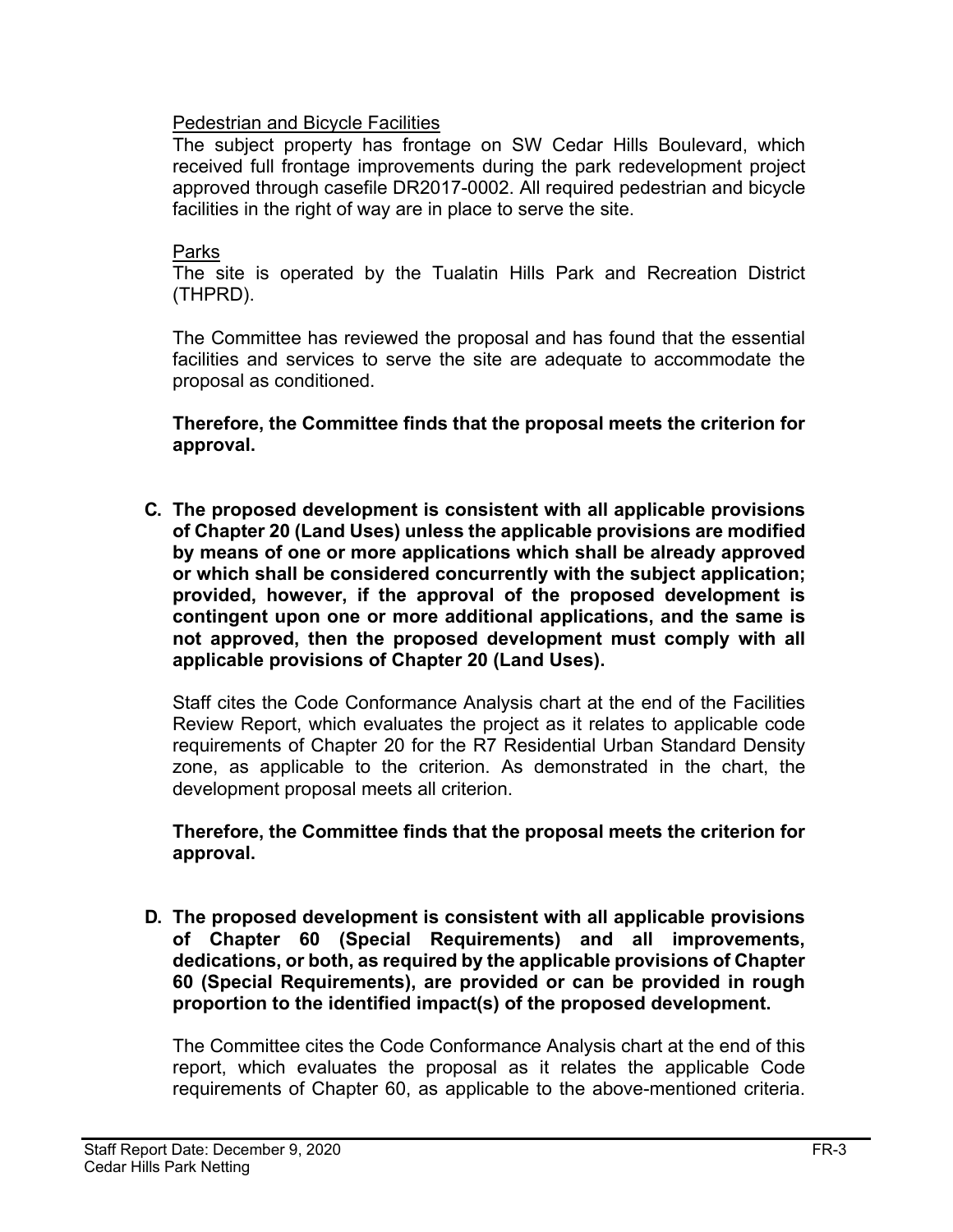Pedestrian and Bicycle Facilities

The subject property has frontage on SW Cedar Hills Boulevard, which received full frontage improvements during the park redevelopment project approved through casefile DR2017-0002. All required pedestrian and bicycle facilities in the right of way are in place to serve the site.

Parks

The site is operated by the Tualatin Hills Park and Recreation District (THPRD).

The Committee has reviewed the proposal and has found that the essential facilities and services to serve the site are adequate to accommodate the proposal as conditioned.

**Therefore, the Committee finds that the proposal meets the criterion for approval.**

**C. The proposed development is consistent with all applicable provisions of Chapter 20 (Land Uses) unless the applicable provisions are modified by means of one or more applications which shall be already approved or which shall be considered concurrently with the subject application; provided, however, if the approval of the proposed development is contingent upon one or more additional applications, and the same is not approved, then the proposed development must comply with all applicable provisions of Chapter 20 (Land Uses).**

Staff cites the Code Conformance Analysis chart at the end of the Facilities Review Report, which evaluates the project as it relates to applicable code requirements of Chapter 20 for the R7 Residential Urban Standard Density zone, as applicable to the criterion. As demonstrated in the chart, the development proposal meets all criterion.

**Therefore, the Committee finds that the proposal meets the criterion for approval.**

**D. The proposed development is consistent with all applicable provisions of Chapter 60 (Special Requirements) and all improvements, dedications, or both, as required by the applicable provisions of Chapter 60 (Special Requirements), are provided or can be provided in rough proportion to the identified impact(s) of the proposed development.**

The Committee cites the Code Conformance Analysis chart at the end of this report, which evaluates the proposal as it relates the applicable Code requirements of Chapter 60, as applicable to the above-mentioned criteria.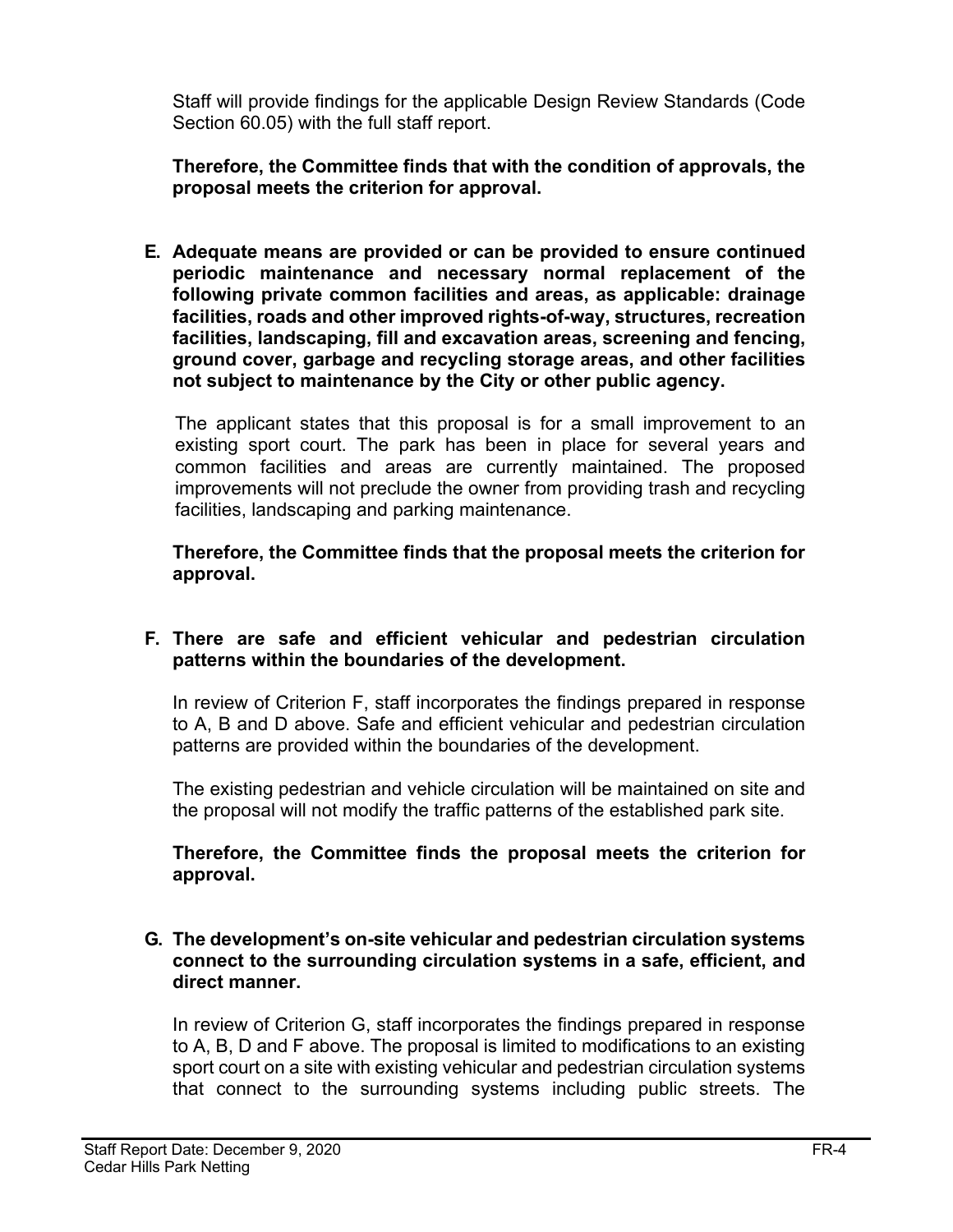Staff will provide findings for the applicable Design Review Standards (Code Section 60.05) with the full staff report.

**Therefore, the Committee finds that with the condition of approvals, the proposal meets the criterion for approval.**

**E. Adequate means are provided or can be provided to ensure continued periodic maintenance and necessary normal replacement of the following private common facilities and areas, as applicable: drainage facilities, roads and other improved rights-of-way, structures, recreation facilities, landscaping, fill and excavation areas, screening and fencing, ground cover, garbage and recycling storage areas, and other facilities not subject to maintenance by the City or other public agency.**

The applicant states that this proposal is for a small improvement to an existing sport court. The park has been in place for several years and common facilities and areas are currently maintained. The proposed improvements will not preclude the owner from providing trash and recycling facilities, landscaping and parking maintenance.

**Therefore, the Committee finds that the proposal meets the criterion for approval.**

**F. There are safe and efficient vehicular and pedestrian circulation patterns within the boundaries of the development.**

In review of Criterion F, staff incorporates the findings prepared in response to A, B and D above. Safe and efficient vehicular and pedestrian circulation patterns are provided within the boundaries of the development.

The existing pedestrian and vehicle circulation will be maintained on site and the proposal will not modify the traffic patterns of the established park site.

**Therefore, the Committee finds the proposal meets the criterion for approval.**

**G. The development's on-site vehicular and pedestrian circulation systems connect to the surrounding circulation systems in a safe, efficient, and direct manner.**

In review of Criterion G, staff incorporates the findings prepared in response to A, B, D and F above. The proposal is limited to modifications to an existing sport court on a site with existing vehicular and pedestrian circulation systems that connect to the surrounding systems including public streets. The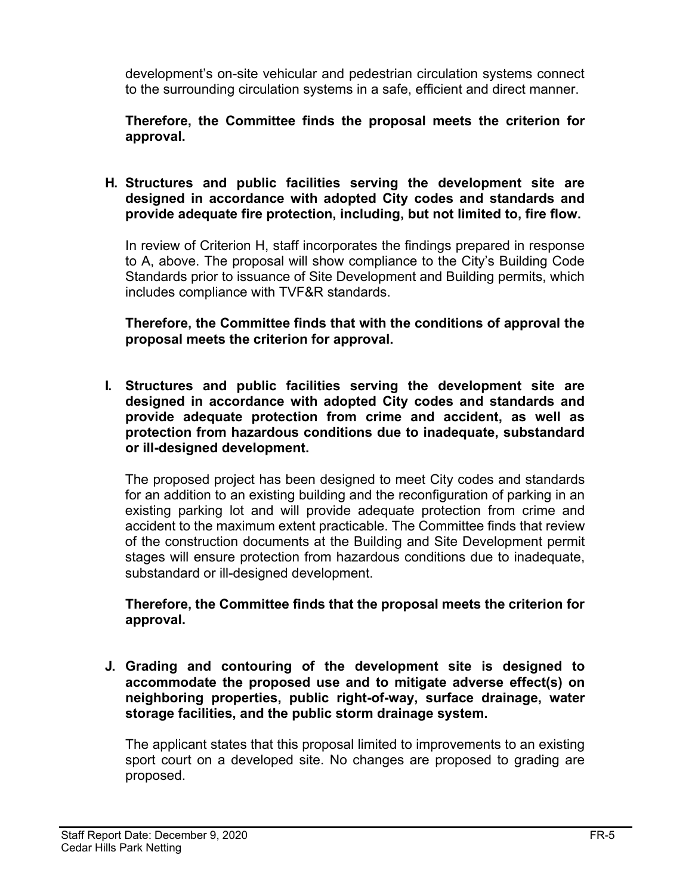development's on-site vehicular and pedestrian circulation systems connect to the surrounding circulation systems in a safe, efficient and direct manner.

**Therefore, the Committee finds the proposal meets the criterion for approval.**

**H. Structures and public facilities serving the development site are designed in accordance with adopted City codes and standards and provide adequate fire protection, including, but not limited to, fire flow.**

In review of Criterion H, staff incorporates the findings prepared in response to A, above. The proposal will show compliance to the City's Building Code Standards prior to issuance of Site Development and Building permits, which includes compliance with TVF&R standards.

**Therefore, the Committee finds that with the conditions of approval the proposal meets the criterion for approval.**

**I. Structures and public facilities serving the development site are designed in accordance with adopted City codes and standards and provide adequate protection from crime and accident, as well as protection from hazardous conditions due to inadequate, substandard or ill-designed development.**

The proposed project has been designed to meet City codes and standards for an addition to an existing building and the reconfiguration of parking in an existing parking lot and will provide adequate protection from crime and accident to the maximum extent practicable. The Committee finds that review of the construction documents at the Building and Site Development permit stages will ensure protection from hazardous conditions due to inadequate, substandard or ill-designed development.

**Therefore, the Committee finds that the proposal meets the criterion for approval.**

**J. Grading and contouring of the development site is designed to accommodate the proposed use and to mitigate adverse effect(s) on neighboring properties, public right-of-way, surface drainage, water storage facilities, and the public storm drainage system.**

The applicant states that this proposal limited to improvements to an existing sport court on a developed site. No changes are proposed to grading are proposed.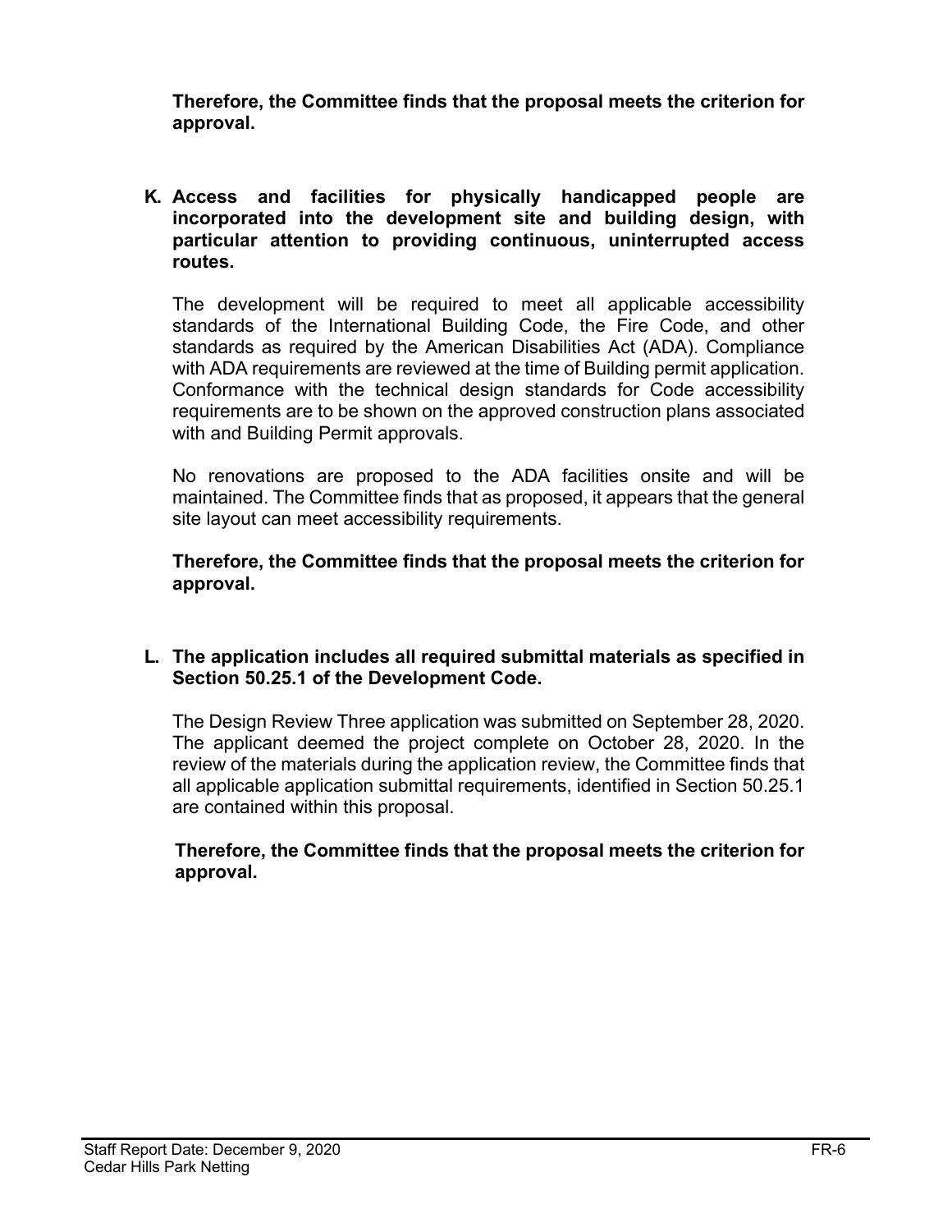**Therefore, the Committee finds that the proposal meets the criterion for approval.**

**K. Access and facilities for physically handicapped people are incorporated into the development site and building design, with particular attention to providing continuous, uninterrupted access routes.**

The development will be required to meet all applicable accessibility standards of the International Building Code, the Fire Code, and other standards as required by the American Disabilities Act (ADA). Compliance with ADA requirements are reviewed at the time of Building permit application. Conformance with the technical design standards for Code accessibility requirements are to be shown on the approved construction plans associated with and Building Permit approvals.

No renovations are proposed to the ADA facilities onsite and will be maintained. The Committee finds that as proposed, it appears that the general site layout can meet accessibility requirements.

**Therefore, the Committee finds that the proposal meets the criterion for approval.**

**L. The application includes all required submittal materials as specified in Section 50.25.1 of the Development Code.**

The Design Review Three application was submitted on September 28, 2020. The applicant deemed the project complete on October 28, 2020. In the review of the materials during the application review, the Committee finds that all applicable application submittal requirements, identified in Section 50.25.1 are contained within this proposal.

**Therefore, the Committee finds that the proposal meets the criterion for approval.**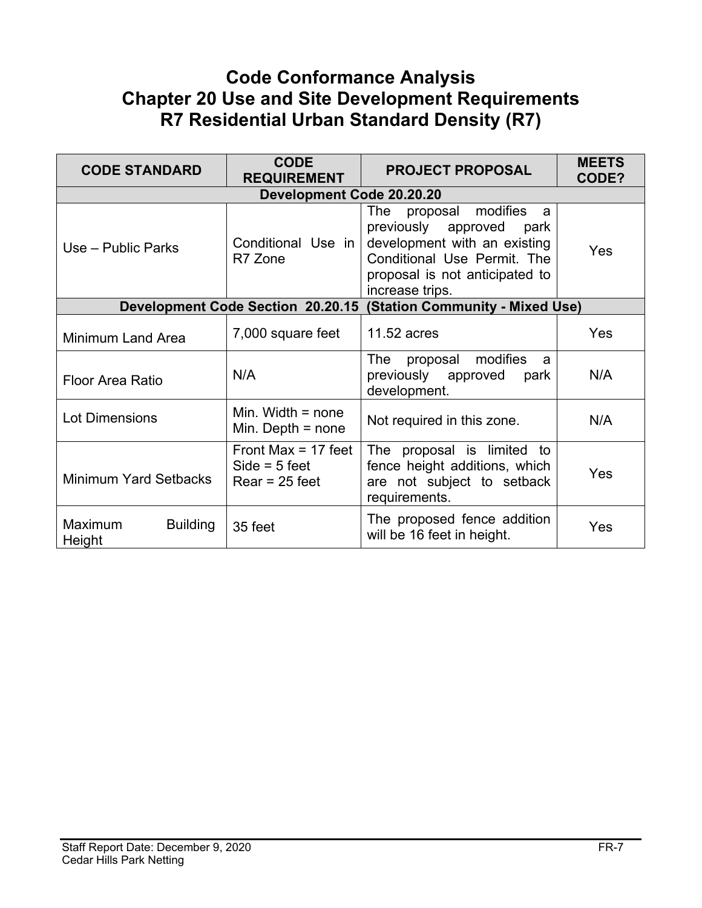# Code Conformance Analysis
# Chapter 20 Use and Site Development Requirements
# R7 Residential Urban Standard Density (R7)

| CODE STANDARD | CODE REQUIREMENT | PROJECT PROPOSAL | MEETS CODE? |
|---|---|---|---|
| **Development Code 20.20.20** | | | |
| Use – Public Parks | Conditional Use in R7 Zone | The proposal modifies a previously approved park development with an existing Conditional Use Permit. The proposal is not anticipated to increase trips. | Yes |
| **Development Code Section 20.20.15 (Station Community - Mixed Use)** | | | |
| Minimum Land Area | 7,000 square feet | 11.52 acres | Yes |
| Floor Area Ratio | N/A | The proposal modifies a previously approved park development. | N/A |
| Lot Dimensions | Min. Width = none<br>Min. Depth = none | Not required in this zone. | N/A |
| Minimum Yard Setbacks | Front Max = 17 feet<br>Side = 5 feet<br>Rear = 25 feet | The proposal is limited to fence height additions, which are not subject to setback requirements. | Yes |
| Maximum Building Height | 35 feet | The proposed fence addition will be 16 feet in height. | Yes |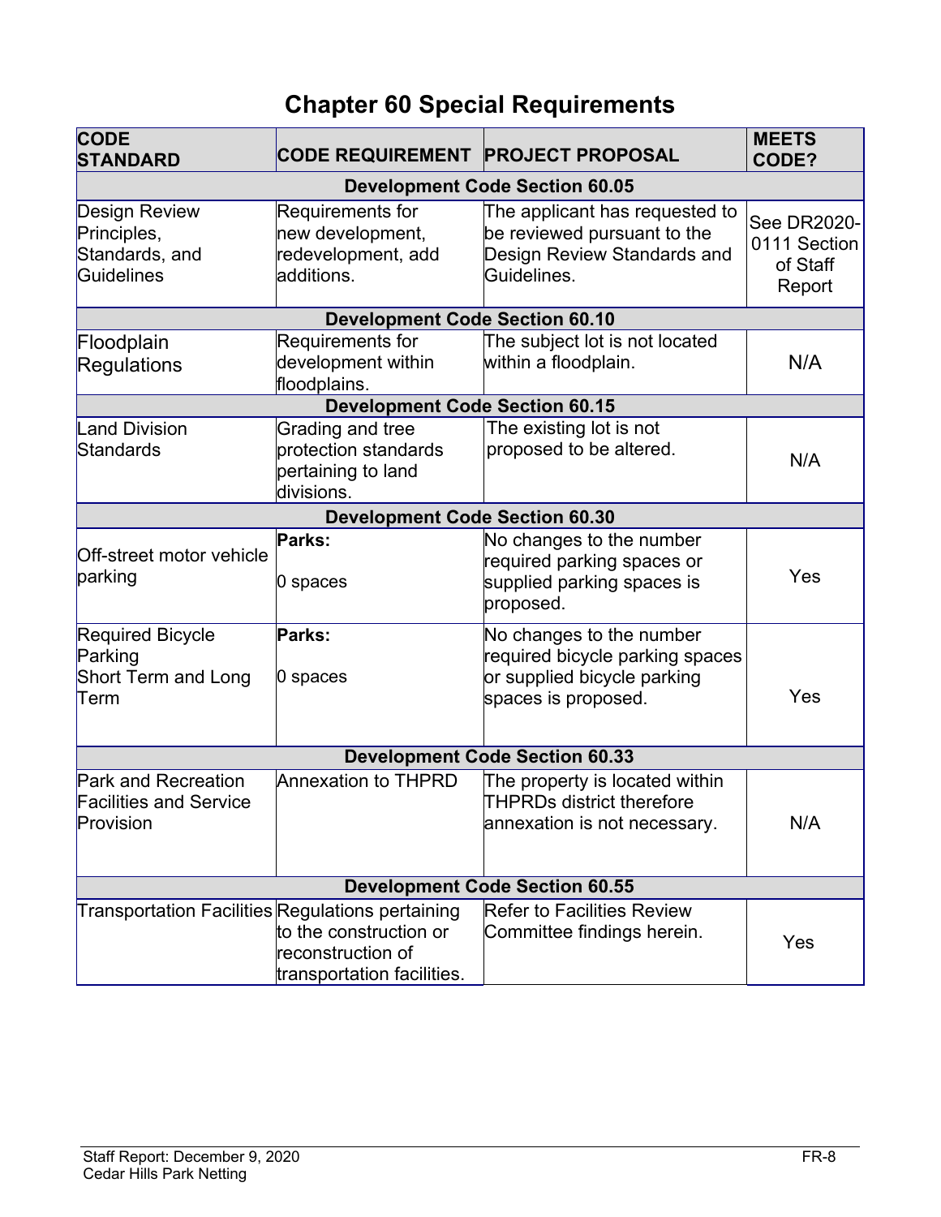# Chapter 60 Special Requirements

| CODE STANDARD | CODE REQUIREMENT | PROJECT PROPOSAL | MEETS CODE? |
|---|---|---|---|
| **Development Code Section 60.05** | | | |
| Design Review Principles, Standards, and Guidelines | Requirements for new development, redevelopment, add additions. | The applicant has requested to be reviewed pursuant to the Design Review Standards and Guidelines. | See DR2020-0111 Section of Staff Report |
| **Development Code Section 60.10** | | | |
| Floodplain Regulations | Requirements for development within floodplains. | The subject lot is not located within a floodplain. | N/A |
| **Development Code Section 60.15** | | | |
| Land Division Standards | Grading and tree protection standards pertaining to land divisions. | The existing lot is not proposed to be altered. | N/A |
| **Development Code Section 60.30** | | | |
| Off-street motor vehicle parking | **Parks:**<br><br>0 spaces | No changes to the number required parking spaces or supplied parking spaces is proposed. | Yes |
| Required Bicycle Parking<br>Short Term and Long Term | **Parks:**<br><br>0 spaces | No changes to the number required bicycle parking spaces or supplied bicycle parking spaces is proposed. | Yes |
| **Development Code Section 60.33** | | | |
| Park and Recreation Facilities and Service Provision | Annexation to THPRD | The property is located within THPRDs district therefore annexation is not necessary. | N/A |
| **Development Code Section 60.55** | | | |
| Transportation Facilities | Regulations pertaining to the construction or reconstruction of transportation facilities. | Refer to Facilities Review Committee findings herein. | Yes |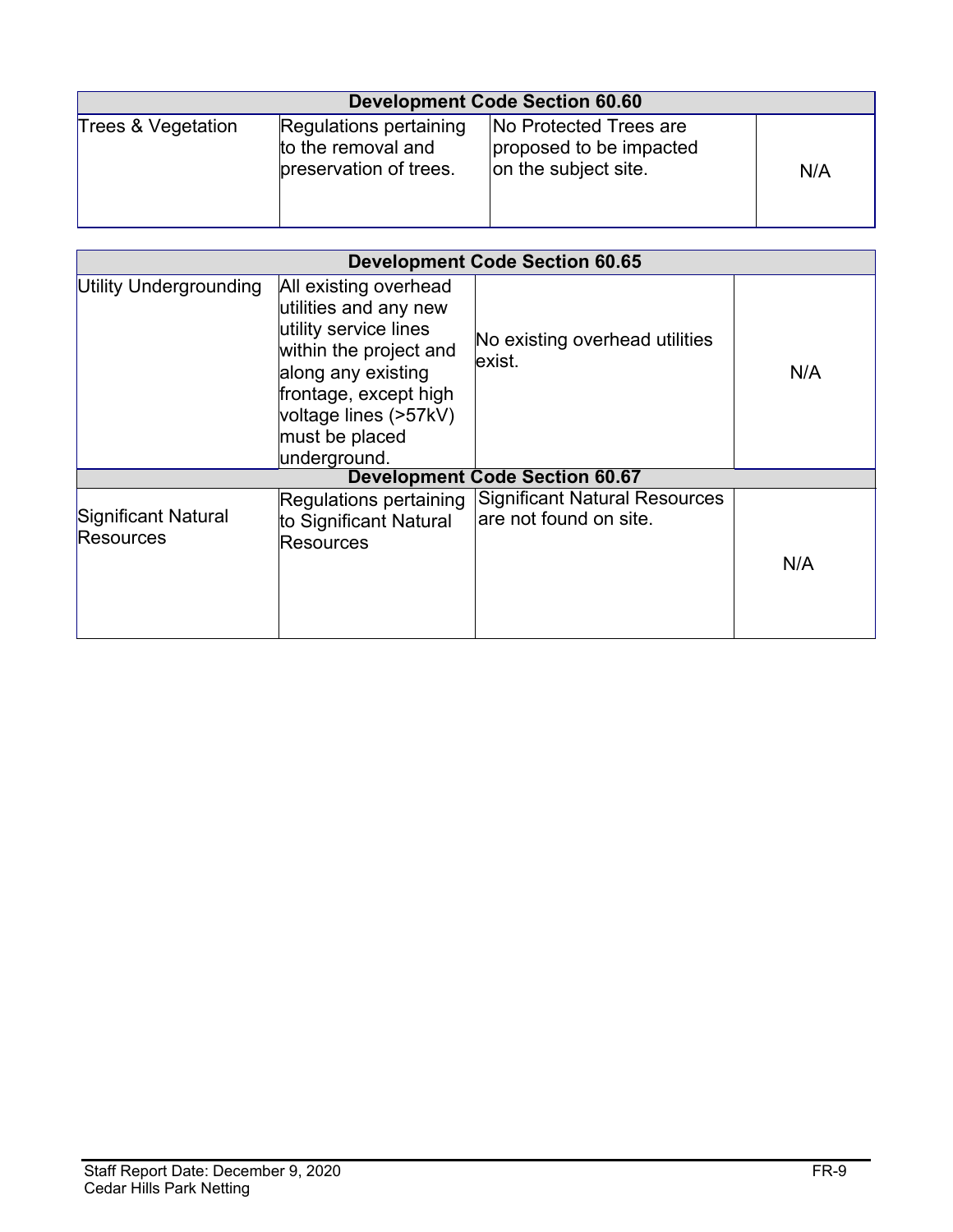| Development Code Section 60.60 | | | |
|---|---|---|---|
| Trees & Vegetation | Regulations pertaining to the removal and preservation of trees. | No Protected Trees are proposed to be impacted on the subject site. | N/A |

| Development Code Section 60.65 | | | |
|---|---|---|---|
| Utility Undergrounding | All existing overhead utilities and any new utility service lines within the project and along any existing frontage, except high voltage lines (>57kV) must be placed underground. | No existing overhead utilities exist. | N/A |
| **Development Code Section 60.67** | | | |
| Significant Natural Resources | Regulations pertaining to Significant Natural Resources | Significant Natural Resources are not found on site. | N/A |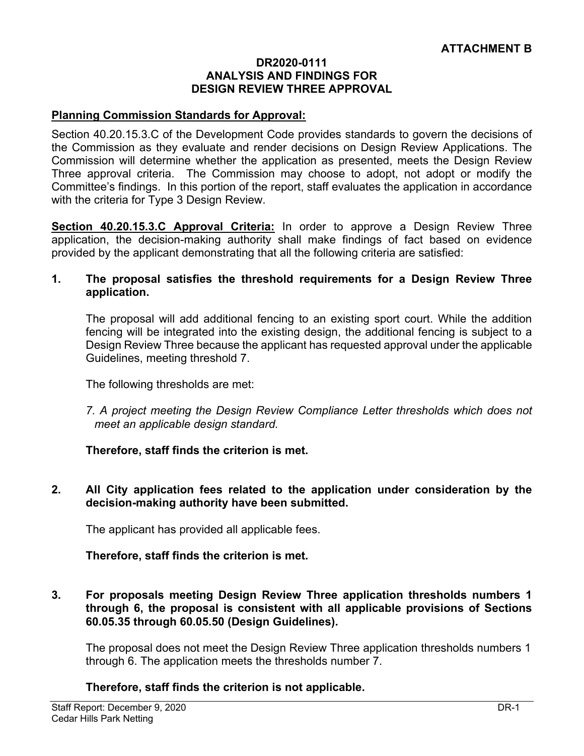**ATTACHMENT B**

**DR2020-0111**
**ANALYSIS AND FINDINGS FOR**
**DESIGN REVIEW THREE APPROVAL**

**Planning Commission Standards for Approval:**

Section 40.20.15.3.C of the Development Code provides standards to govern the decisions of the Commission as they evaluate and render decisions on Design Review Applications. The Commission will determine whether the application as presented, meets the Design Review Three approval criteria. The Commission may choose to adopt, not adopt or modify the Committee's findings. In this portion of the report, staff evaluates the application in accordance with the criteria for Type 3 Design Review.

**Section 40.20.15.3.C Approval Criteria:** In order to approve a Design Review Three application, the decision-making authority shall make findings of fact based on evidence provided by the applicant demonstrating that all the following criteria are satisfied:

**1. The proposal satisfies the threshold requirements for a Design Review Three application.**

The proposal will add additional fencing to an existing sport court. While the addition fencing will be integrated into the existing design, the additional fencing is subject to a Design Review Three because the applicant has requested approval under the applicable Guidelines, meeting threshold 7.

The following thresholds are met:

*7. A project meeting the Design Review Compliance Letter thresholds which does not meet an applicable design standard.*

**Therefore, staff finds the criterion is met.**

**2. All City application fees related to the application under consideration by the decision-making authority have been submitted.**

The applicant has provided all applicable fees.

**Therefore, staff finds the criterion is met.**

**3. For proposals meeting Design Review Three application thresholds numbers 1 through 6, the proposal is consistent with all applicable provisions of Sections 60.05.35 through 60.05.50 (Design Guidelines).**

The proposal does not meet the Design Review Three application thresholds numbers 1 through 6. The application meets the thresholds number 7.

**Therefore, staff finds the criterion is not applicable.**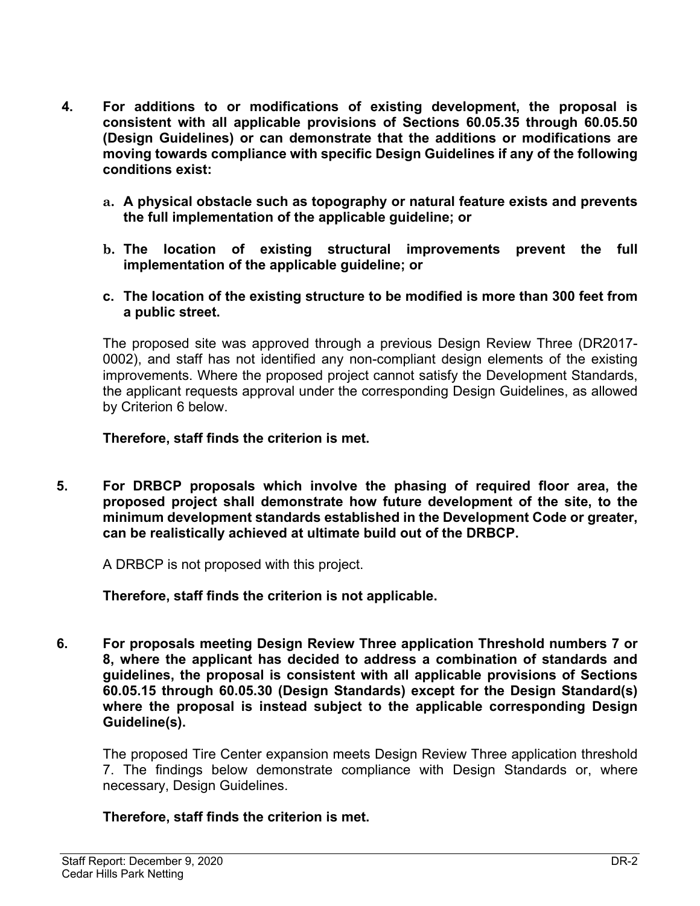**4. For additions to or modifications of existing development, the proposal is consistent with all applicable provisions of Sections 60.05.35 through 60.05.50 (Design Guidelines) or can demonstrate that the additions or modifications are moving towards compliance with specific Design Guidelines if any of the following conditions exist:**

**a. A physical obstacle such as topography or natural feature exists and prevents the full implementation of the applicable guideline; or**

**b. The location of existing structural improvements prevent the full implementation of the applicable guideline; or**

**c. The location of the existing structure to be modified is more than 300 feet from a public street.**

The proposed site was approved through a previous Design Review Three (DR2017-0002), and staff has not identified any non-compliant design elements of the existing improvements. Where the proposed project cannot satisfy the Development Standards, the applicant requests approval under the corresponding Design Guidelines, as allowed by Criterion 6 below.

**Therefore, staff finds the criterion is met.**

**5. For DRBCP proposals which involve the phasing of required floor area, the proposed project shall demonstrate how future development of the site, to the minimum development standards established in the Development Code or greater, can be realistically achieved at ultimate build out of the DRBCP.**

A DRBCP is not proposed with this project.

**Therefore, staff finds the criterion is not applicable.**

**6. For proposals meeting Design Review Three application Threshold numbers 7 or 8, where the applicant has decided to address a combination of standards and guidelines, the proposal is consistent with all applicable provisions of Sections 60.05.15 through 60.05.30 (Design Standards) except for the Design Standard(s) where the proposal is instead subject to the applicable corresponding Design Guideline(s).**

The proposed Tire Center expansion meets Design Review Three application threshold 7. The findings below demonstrate compliance with Design Standards or, where necessary, Design Guidelines.

**Therefore, staff finds the criterion is met.**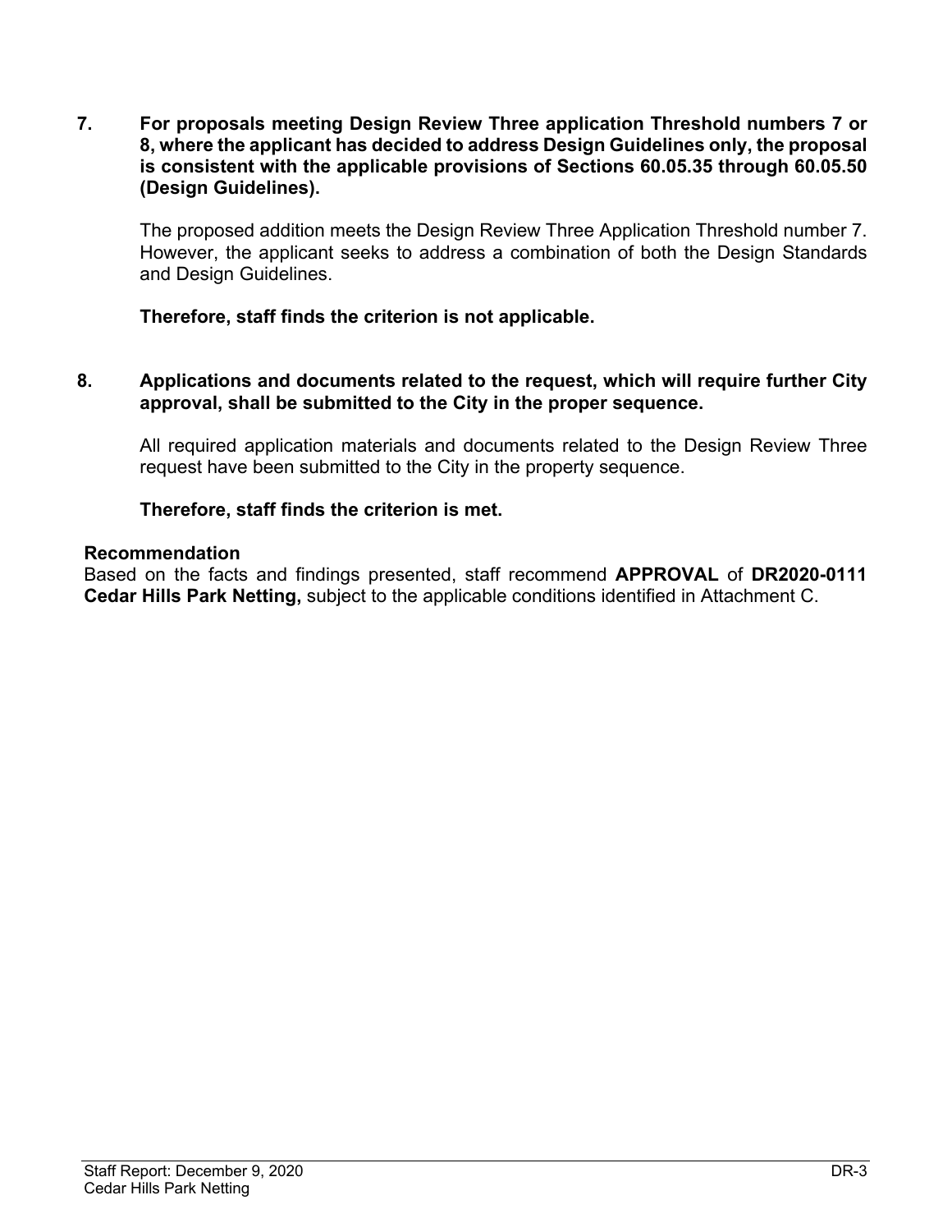**7. For proposals meeting Design Review Three application Threshold numbers 7 or 8, where the applicant has decided to address Design Guidelines only, the proposal is consistent with the applicable provisions of Sections 60.05.35 through 60.05.50 (Design Guidelines).**

The proposed addition meets the Design Review Three Application Threshold number 7. However, the applicant seeks to address a combination of both the Design Standards and Design Guidelines.

**Therefore, staff finds the criterion is not applicable.**

**8. Applications and documents related to the request, which will require further City approval, shall be submitted to the City in the proper sequence.**

All required application materials and documents related to the Design Review Three request have been submitted to the City in the property sequence.

**Therefore, staff finds the criterion is met.**

**Recommendation**

Based on the facts and findings presented, staff recommend **APPROVAL** of **DR2020-0111 Cedar Hills Park Netting,** subject to the applicable conditions identified in Attachment C.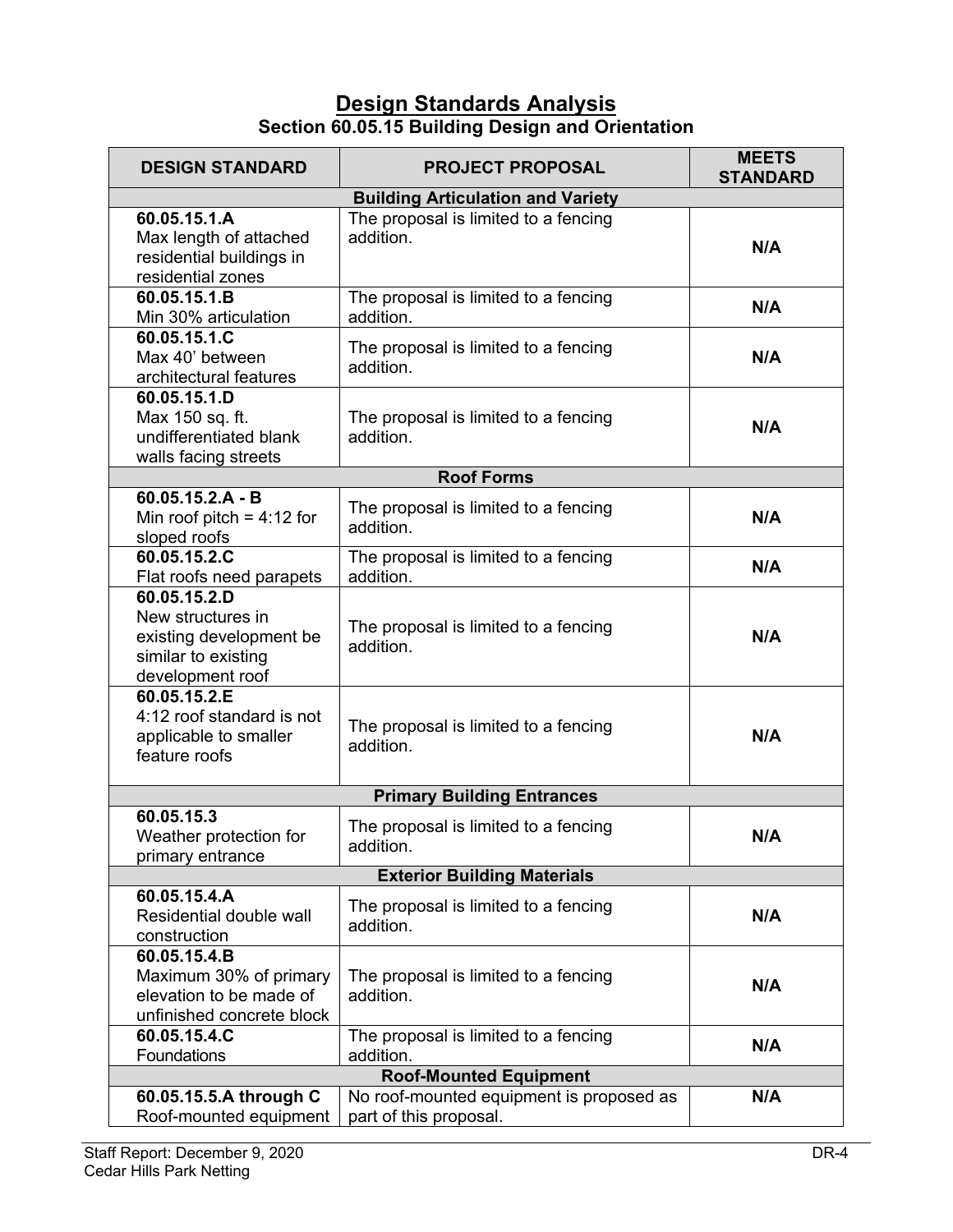# Design Standards Analysis

## Section 60.05.15 Building Design and Orientation

| DESIGN STANDARD | PROJECT PROPOSAL | MEETS STANDARD |
|---|---|---|
| **Building Articulation and Variety** | | |
| **60.05.15.1.A** Max length of attached residential buildings in residential zones | The proposal is limited to a fencing addition. | **N/A** |
| **60.05.15.1.B** Min 30% articulation | The proposal is limited to a fencing addition. | **N/A** |
| **60.05.15.1.C** Max 40' between architectural features | The proposal is limited to a fencing addition. | **N/A** |
| **60.05.15.1.D** Max 150 sq. ft. undifferentiated blank walls facing streets | The proposal is limited to a fencing addition. | **N/A** |
| **Roof Forms** | | |
| **60.05.15.2.A - B** Min roof pitch = 4:12 for sloped roofs | The proposal is limited to a fencing addition. | **N/A** |
| **60.05.15.2.C** Flat roofs need parapets | The proposal is limited to a fencing addition. | **N/A** |
| **60.05.15.2.D** New structures in existing development be similar to existing development roof | The proposal is limited to a fencing addition. | **N/A** |
| **60.05.15.2.E** 4:12 roof standard is not applicable to smaller feature roofs | The proposal is limited to a fencing addition. | **N/A** |
| **Primary Building Entrances** | | |
| **60.05.15.3** Weather protection for primary entrance | The proposal is limited to a fencing addition. | **N/A** |
| **Exterior Building Materials** | | |
| **60.05.15.4.A** Residential double wall construction | The proposal is limited to a fencing addition. | **N/A** |
| **60.05.15.4.B** Maximum 30% of primary elevation to be made of unfinished concrete block | The proposal is limited to a fencing addition. | **N/A** |
| **60.05.15.4.C** Foundations | The proposal is limited to a fencing addition. | **N/A** |
| **Roof-Mounted Equipment** | | |
| **60.05.15.5.A through C** Roof-mounted equipment | No roof-mounted equipment is proposed as part of this proposal. | **N/A** |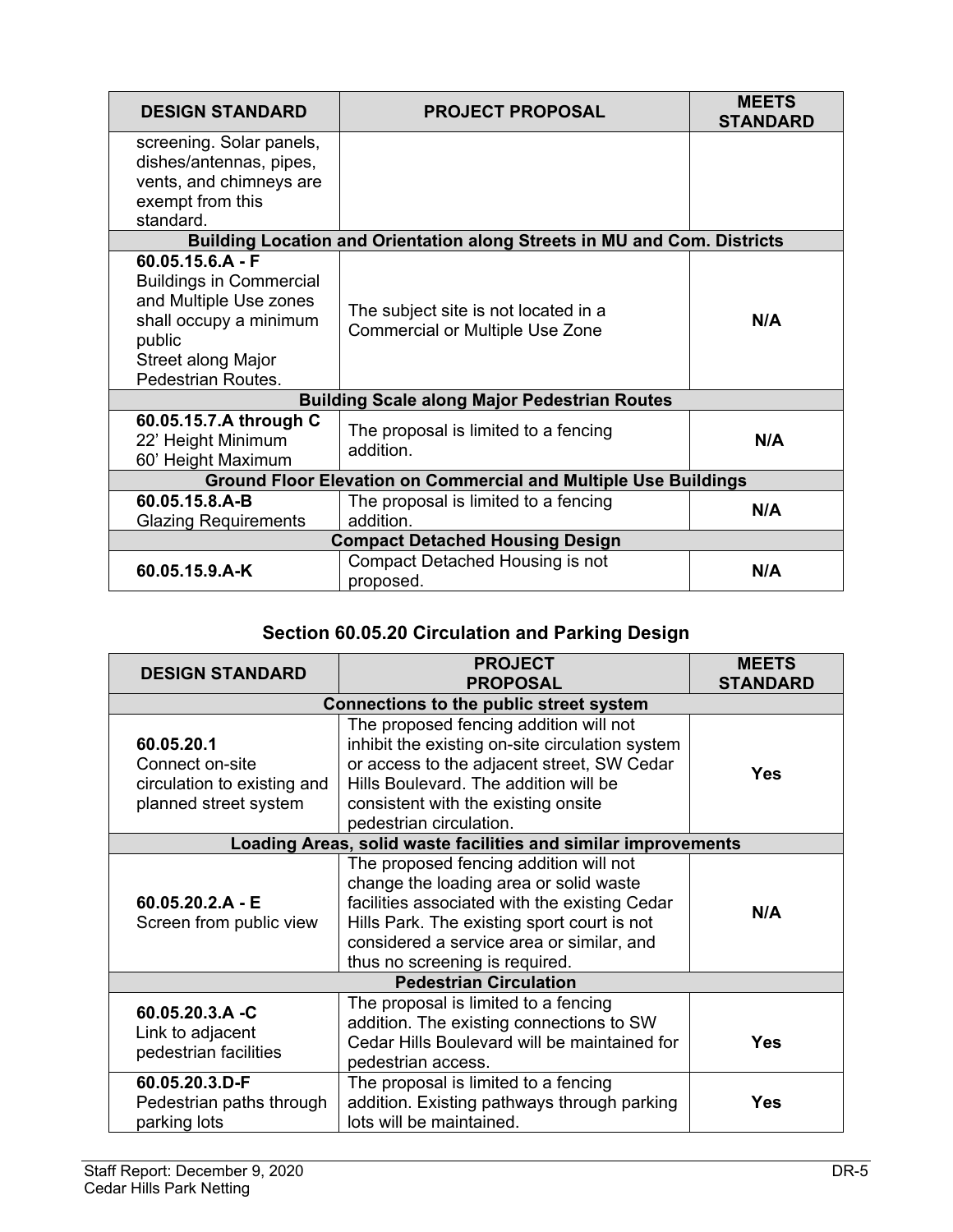| DESIGN STANDARD | PROJECT PROPOSAL | MEETS STANDARD |
|---|---|---|
| screening. Solar panels, dishes/antennas, pipes, vents, and chimneys are exempt from this standard. | | |
| **Building Location and Orientation along Streets in MU and Com. Districts** | | |
| **60.05.15.6.A - F** Buildings in Commercial and Multiple Use zones shall occupy a minimum public Street along Major Pedestrian Routes. | The subject site is not located in a Commercial or Multiple Use Zone | **N/A** |
| **Building Scale along Major Pedestrian Routes** | | |
| **60.05.15.7.A through C** 22' Height Minimum 60' Height Maximum | The proposal is limited to a fencing addition. | **N/A** |
| **Ground Floor Elevation on Commercial and Multiple Use Buildings** | | |
| **60.05.15.8.A-B** Glazing Requirements | The proposal is limited to a fencing addition. | **N/A** |
| **Compact Detached Housing Design** | | |
| **60.05.15.9.A-K** | Compact Detached Housing is not proposed. | **N/A** |

## Section 60.05.20 Circulation and Parking Design

| DESIGN STANDARD | PROJECT PROPOSAL | MEETS STANDARD |
|---|---|---|
| **Connections to the public street system** | | |
| **60.05.20.1** Connect on-site circulation to existing and planned street system | The proposed fencing addition will not inhibit the existing on-site circulation system or access to the adjacent street, SW Cedar Hills Boulevard. The addition will be consistent with the existing onsite pedestrian circulation. | **Yes** |
| **Loading Areas, solid waste facilities and similar improvements** | | |
| **60.05.20.2.A - E** Screen from public view | The proposed fencing addition will not change the loading area or solid waste facilities associated with the existing Cedar Hills Park. The existing sport court is not considered a service area or similar, and thus no screening is required. | **N/A** |
| **Pedestrian Circulation** | | |
| **60.05.20.3.A -C** Link to adjacent pedestrian facilities | The proposal is limited to a fencing addition. The existing connections to SW Cedar Hills Boulevard will be maintained for pedestrian access. | **Yes** |
| **60.05.20.3.D-F** Pedestrian paths through parking lots | The proposal is limited to a fencing addition. Existing pathways through parking lots will be maintained. | **Yes** |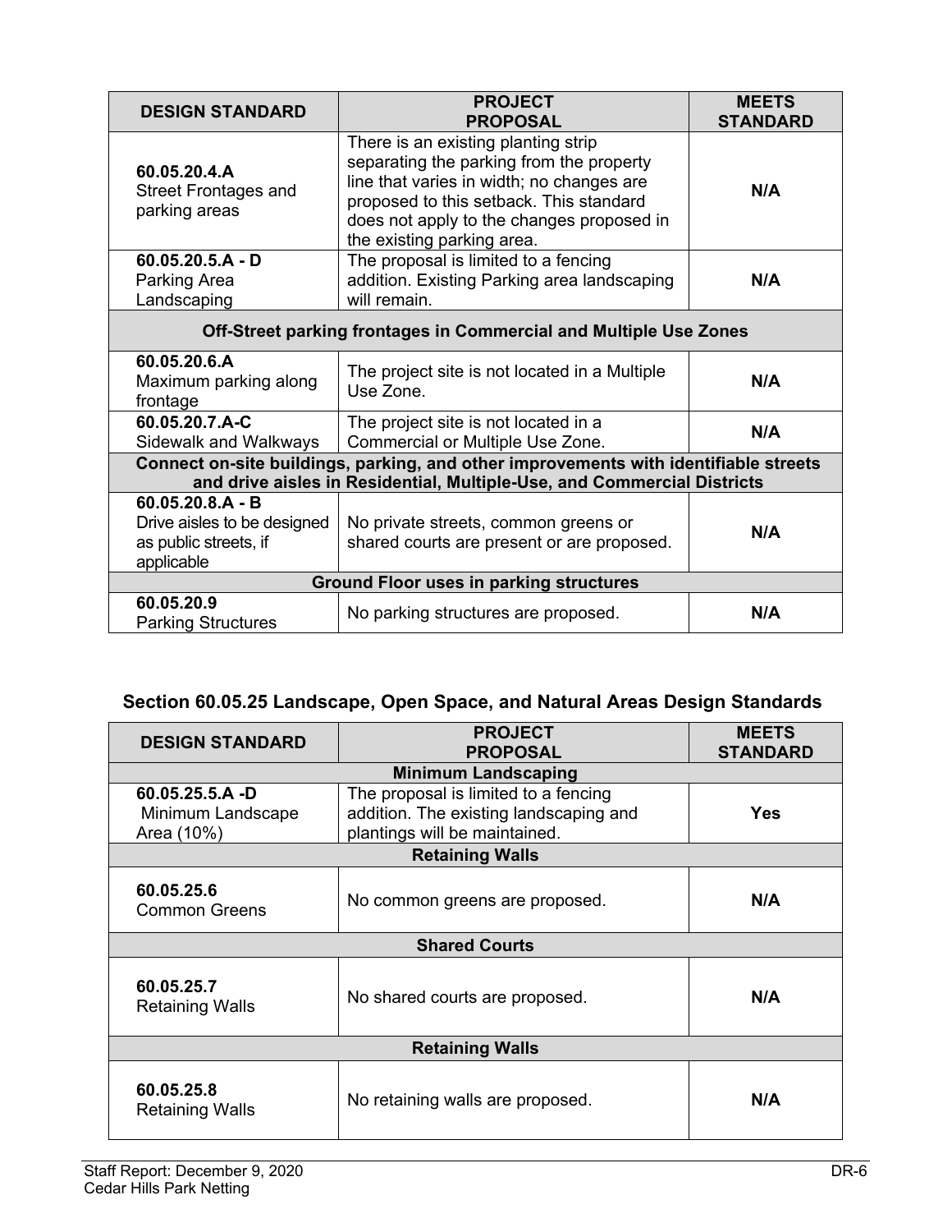| DESIGN STANDARD | PROJECT PROPOSAL | MEETS STANDARD |
|---|---|---|
| **60.05.20.4.A** Street Frontages and parking areas | There is an existing planting strip separating the parking from the property line that varies in width; no changes are proposed to this setback. This standard does not apply to the changes proposed in the existing parking area. | **N/A** |
| **60.05.20.5.A - D** Parking Area Landscaping | The proposal is limited to a fencing addition. Existing Parking area landscaping will remain. | **N/A** |
| **Off-Street parking frontages in Commercial and Multiple Use Zones** | | |
| **60.05.20.6.A** Maximum parking along frontage | The project site is not located in a Multiple Use Zone. | **N/A** |
| **60.05.20.7.A-C** Sidewalk and Walkways | The project site is not located in a Commercial or Multiple Use Zone. | **N/A** |
| **Connect on-site buildings, parking, and other improvements with identifiable streets and drive aisles in Residential, Multiple-Use, and Commercial Districts** | | |
| **60.05.20.8.A - B** Drive aisles to be designed as public streets, if applicable | No private streets, common greens or shared courts are present or are proposed. | **N/A** |
| **Ground Floor uses in parking structures** | | |
| **60.05.20.9** Parking Structures | No parking structures are proposed. | **N/A** |

## Section 60.05.25 Landscape, Open Space, and Natural Areas Design Standards

| DESIGN STANDARD | PROJECT PROPOSAL | MEETS STANDARD |
|---|---|---|
| **Minimum Landscaping** | | |
| **60.05.25.5.A -D** Minimum Landscape Area (10%) | The proposal is limited to a fencing addition. The existing landscaping and plantings will be maintained. | **Yes** |
| **Retaining Walls** | | |
| **60.05.25.6** Common Greens | No common greens are proposed. | **N/A** |
| **Shared Courts** | | |
| **60.05.25.7** Retaining Walls | No shared courts are proposed. | **N/A** |
| **Retaining Walls** | | |
| **60.05.25.8** Retaining Walls | No retaining walls are proposed. | **N/A** |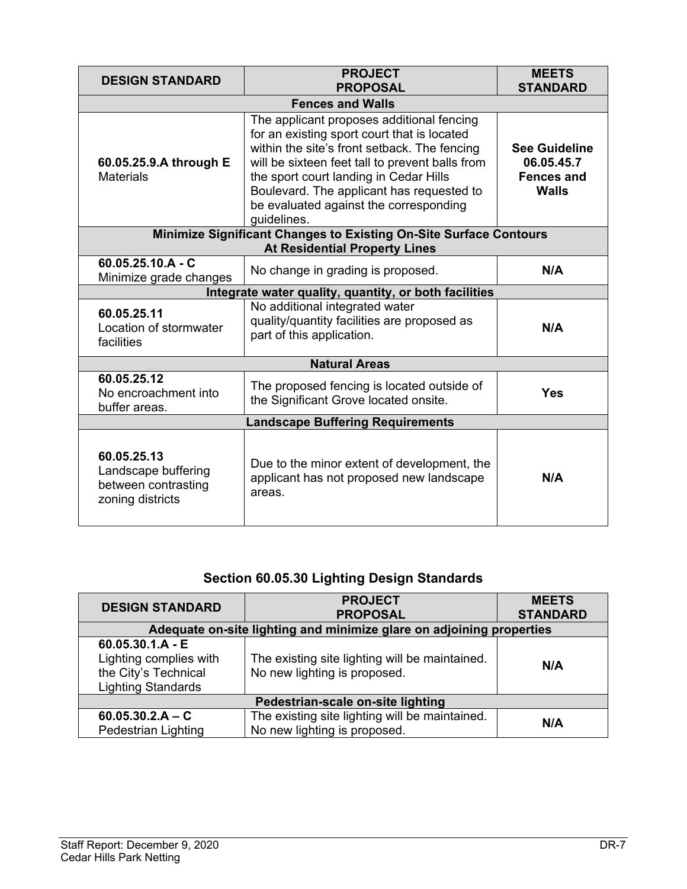| DESIGN STANDARD | PROJECT PROPOSAL | MEETS STANDARD |
|---|---|---|
| **Fences and Walls** | | |
| **60.05.25.9.A through E** Materials | The applicant proposes additional fencing for an existing sport court that is located within the site's front setback. The fencing will be sixteen feet tall to prevent balls from the sport court landing in Cedar Hills Boulevard. The applicant has requested to be evaluated against the corresponding guidelines. | **See Guideline 06.05.45.7 Fences and Walls** |
| **Minimize Significant Changes to Existing On-Site Surface Contours At Residential Property Lines** | | |
| **60.05.25.10.A - C** Minimize grade changes | No change in grading is proposed. | **N/A** |
| **Integrate water quality, quantity, or both facilities** | | |
| **60.05.25.11** Location of stormwater facilities | No additional integrated water quality/quantity facilities are proposed as part of this application. | **N/A** |
| **Natural Areas** | | |
| **60.05.25.12** No encroachment into buffer areas. | The proposed fencing is located outside of the Significant Grove located onsite. | **Yes** |
| **Landscape Buffering Requirements** | | |
| **60.05.25.13** Landscape buffering between contrasting zoning districts | Due to the minor extent of development, the applicant has not proposed new landscape areas. | **N/A** |

## Section 60.05.30 Lighting Design Standards

| DESIGN STANDARD | PROJECT PROPOSAL | MEETS STANDARD |
|---|---|---|
| **Adequate on-site lighting and minimize glare on adjoining properties** | | |
| **60.05.30.1.A - E** Lighting complies with the City's Technical Lighting Standards | The existing site lighting will be maintained. No new lighting is proposed. | **N/A** |
| **Pedestrian-scale on-site lighting** | | |
| **60.05.30.2.A – C** Pedestrian Lighting | The existing site lighting will be maintained. No new lighting is proposed. | **N/A** |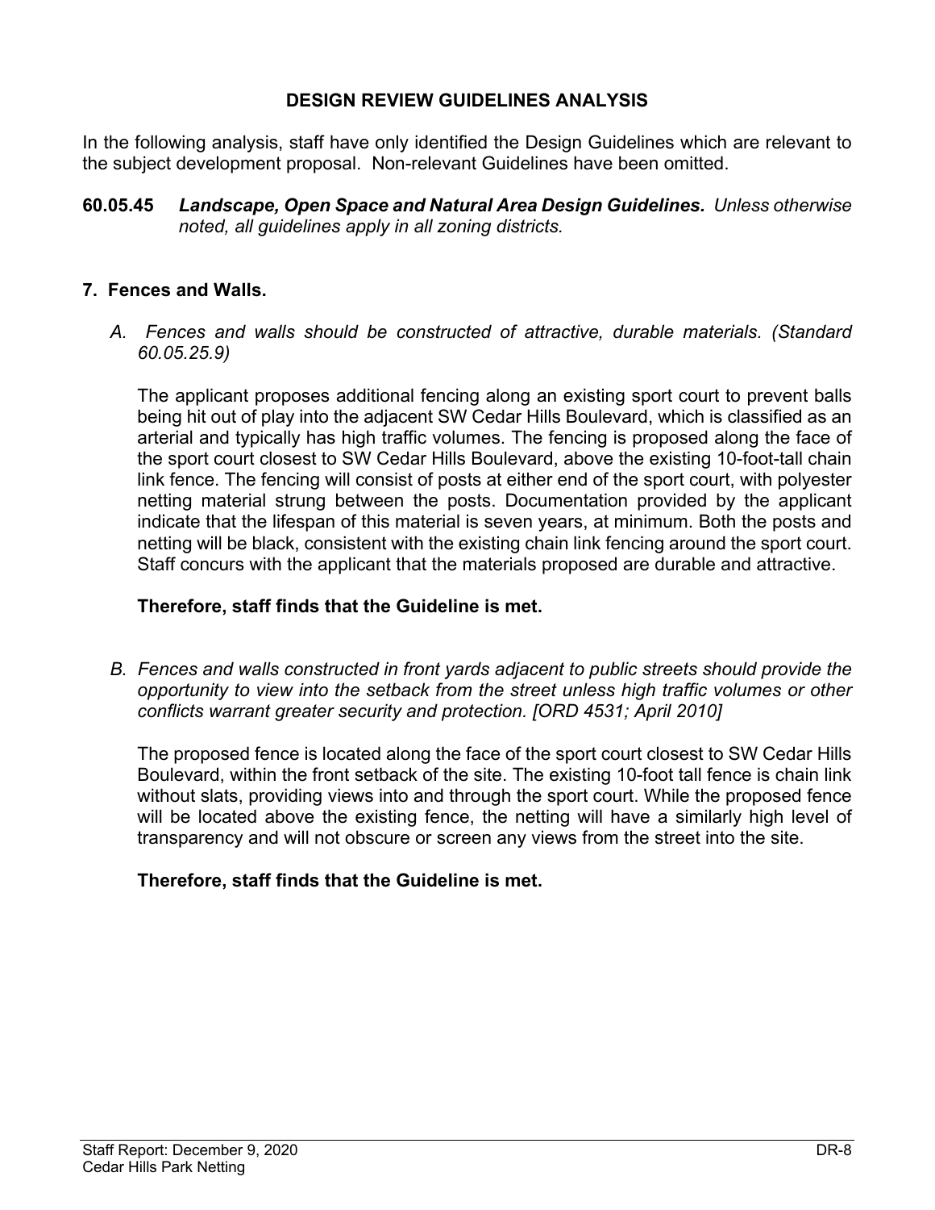## DESIGN REVIEW GUIDELINES ANALYSIS

In the following analysis, staff have only identified the Design Guidelines which are relevant to the subject development proposal. Non-relevant Guidelines have been omitted.

**60.05.45** ***Landscape, Open Space and Natural Area Design Guidelines.*** *Unless otherwise noted, all guidelines apply in all zoning districts.*

### 7. Fences and Walls.

*A. Fences and walls should be constructed of attractive, durable materials. (Standard 60.05.25.9)*

The applicant proposes additional fencing along an existing sport court to prevent balls being hit out of play into the adjacent SW Cedar Hills Boulevard, which is classified as an arterial and typically has high traffic volumes. The fencing is proposed along the face of the sport court closest to SW Cedar Hills Boulevard, above the existing 10-foot-tall chain link fence. The fencing will consist of posts at either end of the sport court, with polyester netting material strung between the posts. Documentation provided by the applicant indicate that the lifespan of this material is seven years, at minimum. Both the posts and netting will be black, consistent with the existing chain link fencing around the sport court. Staff concurs with the applicant that the materials proposed are durable and attractive.

**Therefore, staff finds that the Guideline is met.**

*B. Fences and walls constructed in front yards adjacent to public streets should provide the opportunity to view into the setback from the street unless high traffic volumes or other conflicts warrant greater security and protection. [ORD 4531; April 2010]*

The proposed fence is located along the face of the sport court closest to SW Cedar Hills Boulevard, within the front setback of the site. The existing 10-foot tall fence is chain link without slats, providing views into and through the sport court. While the proposed fence will be located above the existing fence, the netting will have a similarly high level of transparency and will not obscure or screen any views from the street into the site.

**Therefore, staff finds that the Guideline is met.**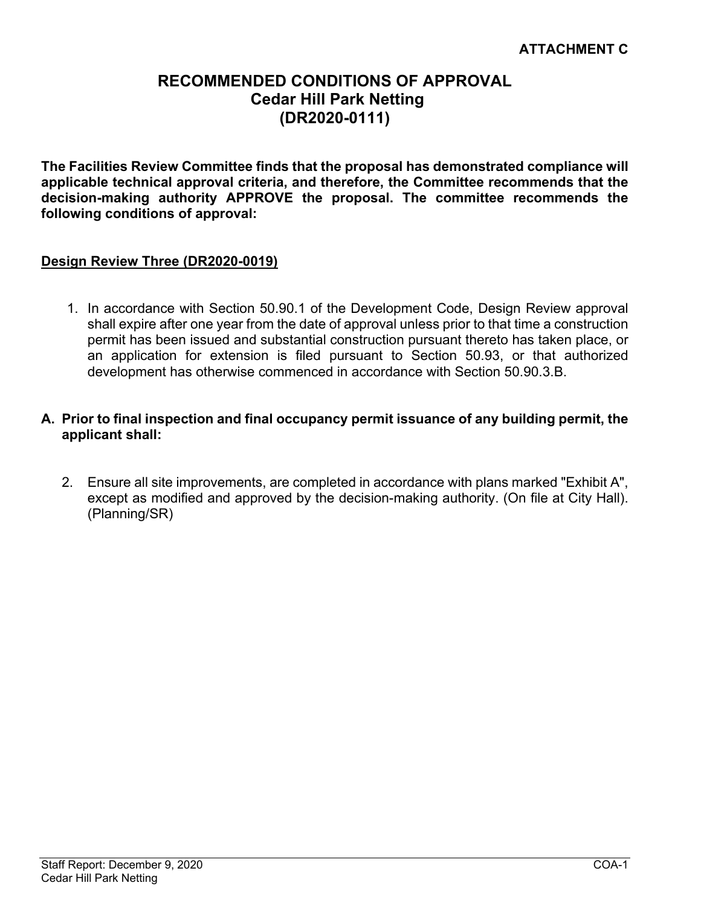**ATTACHMENT C**

# RECOMMENDED CONDITIONS OF APPROVAL
## Cedar Hill Park Netting
## (DR2020-0111)

**The Facilities Review Committee finds that the proposal has demonstrated compliance will applicable technical approval criteria, and therefore, the Committee recommends that the decision-making authority APPROVE the proposal. The committee recommends the following conditions of approval:**

**Design Review Three (DR2020-0019)**

1. In accordance with Section 50.90.1 of the Development Code, Design Review approval shall expire after one year from the date of approval unless prior to that time a construction permit has been issued and substantial construction pursuant thereto has taken place, or an application for extension is filed pursuant to Section 50.93, or that authorized development has otherwise commenced in accordance with Section 50.90.3.B.

**A. Prior to final inspection and final occupancy permit issuance of any building permit, the applicant shall:**

2. Ensure all site improvements, are completed in accordance with plans marked "Exhibit A", except as modified and approved by the decision-making authority. (On file at City Hall). (Planning/SR)